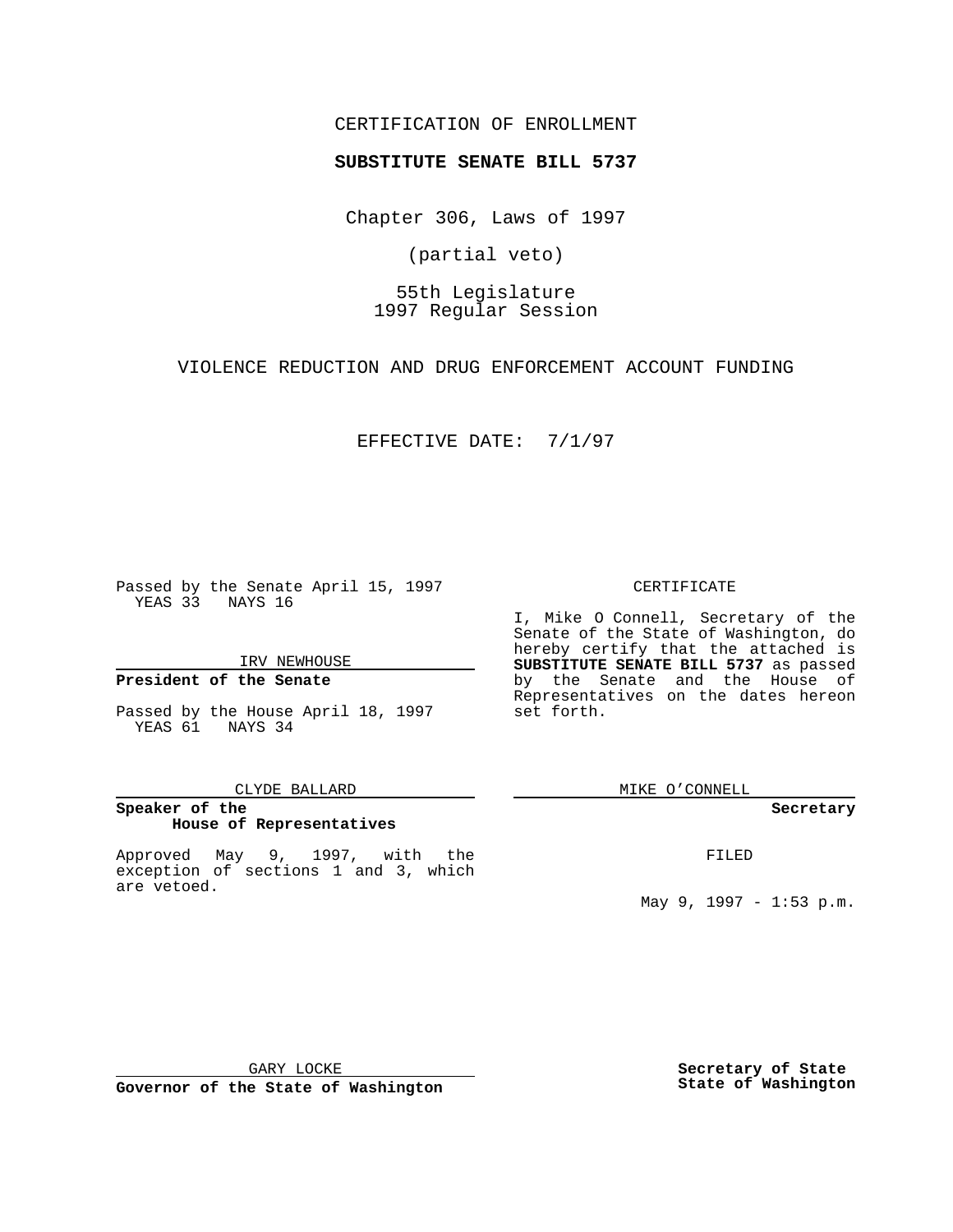CERTIFICATION OF ENROLLMENT

**SUBSTITUTE SENATE BILL 5737**

Chapter 306, Laws of 1997

(partial veto)

55th Legislature
1997 Regular Session

VIOLENCE REDUCTION AND DRUG ENFORCEMENT ACCOUNT FUNDING

EFFECTIVE DATE: 7/1/97

Passed by the Senate April 15, 1997
YEAS 33 NAYS 16

IRV NEWHOUSE

**President of the Senate**

Passed by the House April 18, 1997
YEAS 61 NAYS 34

CLYDE BALLARD

**Speaker of the House of Representatives**

Approved May 9, 1997, with the exception of sections 1 and 3, which are vetoed.

GARY LOCKE

**Governor of the State of Washington**

CERTIFICATE

I, Mike O Connell, Secretary of the Senate of the State of Washington, do hereby certify that the attached is **SUBSTITUTE SENATE BILL 5737** as passed by the Senate and the House of Representatives on the dates hereon set forth.

MIKE O'CONNELL

**Secretary**

FILED

May 9, 1997 - 1:53 p.m.

**Secretary of State**
**State of Washington**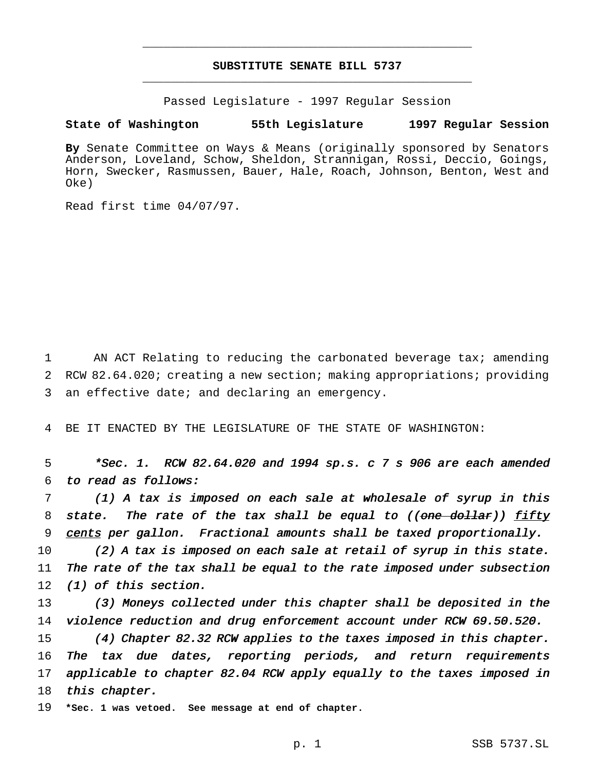## SUBSTITUTE SENATE BILL 5737

Passed Legislature - 1997 Regular Session

**State of Washington 55th Legislature 1997 Regular Session**

**By** Senate Committee on Ways & Means (originally sponsored by Senators Anderson, Loveland, Schow, Sheldon, Strannigan, Rossi, Deccio, Goings, Horn, Swecker, Rasmussen, Bauer, Hale, Roach, Johnson, Benton, West and Oke)

Read first time 04/07/97.

AN ACT Relating to reducing the carbonated beverage tax; amending RCW 82.64.020; creating a new section; making appropriations; providing an effective date; and declaring an emergency.

BE IT ENACTED BY THE LEGISLATURE OF THE STATE OF WASHINGTON:

*\*Sec. 1. RCW 82.64.020 and 1994 sp.s. c 7 s 906 are each amended to read as follows:*

*(1) A tax is imposed on each sale at wholesale of syrup in this state. The rate of the tax shall be equal to ((~~one dollar~~)) fifty cents per gallon. Fractional amounts shall be taxed proportionally.*

*(2) A tax is imposed on each sale at retail of syrup in this state. The rate of the tax shall be equal to the rate imposed under subsection (1) of this section.*

*(3) Moneys collected under this chapter shall be deposited in the violence reduction and drug enforcement account under RCW 69.50.520.*

*(4) Chapter 82.32 RCW applies to the taxes imposed in this chapter. The tax due dates, reporting periods, and return requirements applicable to chapter 82.04 RCW apply equally to the taxes imposed in this chapter.*

**\*Sec. 1 was vetoed. See message at end of chapter.**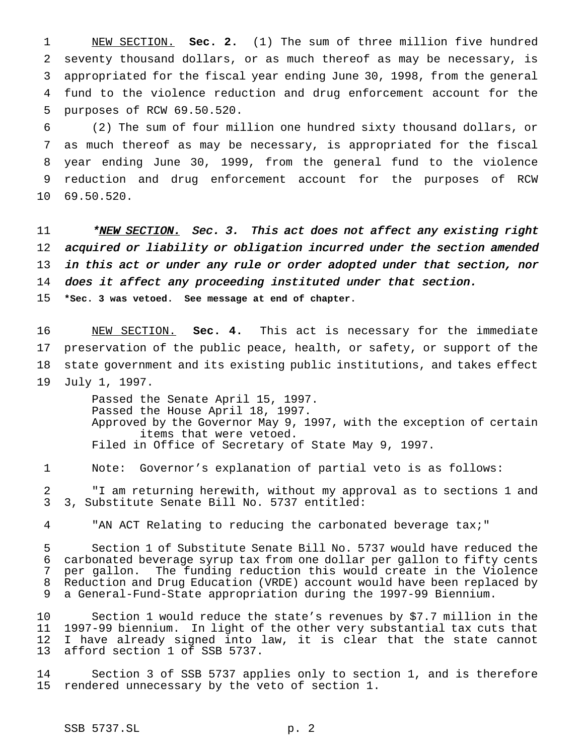NEW SECTION. **Sec. 2.** (1) The sum of three million five hundred seventy thousand dollars, or as much thereof as may be necessary, is appropriated for the fiscal year ending June 30, 1998, from the general fund to the violence reduction and drug enforcement account for the purposes of RCW 69.50.520.

(2) The sum of four million one hundred sixty thousand dollars, or as much thereof as may be necessary, is appropriated for the fiscal year ending June 30, 1999, from the general fund to the violence reduction and drug enforcement account for the purposes of RCW 69.50.520.

***NEW SECTION. Sec. 3. This act does not affect any existing right acquired or liability or obligation incurred under the section amended in this act or under any rule or order adopted under that section, nor does it affect any proceeding instituted under that section.***

**\*Sec. 3 was vetoed. See message at end of chapter.**

NEW SECTION. **Sec. 4.** This act is necessary for the immediate preservation of the public peace, health, or safety, or support of the state government and its existing public institutions, and takes effect July 1, 1997.

Passed the Senate April 15, 1997.
Passed the House April 18, 1997.
Approved by the Governor May 9, 1997, with the exception of certain items that were vetoed.
Filed in Office of Secretary of State May 9, 1997.

Note: Governor's explanation of partial veto is as follows:

"I am returning herewith, without my approval as to sections 1 and 3, Substitute Senate Bill No. 5737 entitled:

"AN ACT Relating to reducing the carbonated beverage tax;"

Section 1 of Substitute Senate Bill No. 5737 would have reduced the carbonated beverage syrup tax from one dollar per gallon to fifty cents per gallon. The funding reduction this would create in the Violence Reduction and Drug Education (VRDE) account would have been replaced by a General-Fund-State appropriation during the 1997-99 Biennium.

Section 1 would reduce the state's revenues by $7.7 million in the 1997-99 biennium. In light of the other very substantial tax cuts that I have already signed into law, it is clear that the state cannot afford section 1 of SSB 5737.

Section 3 of SSB 5737 applies only to section 1, and is therefore rendered unnecessary by the veto of section 1.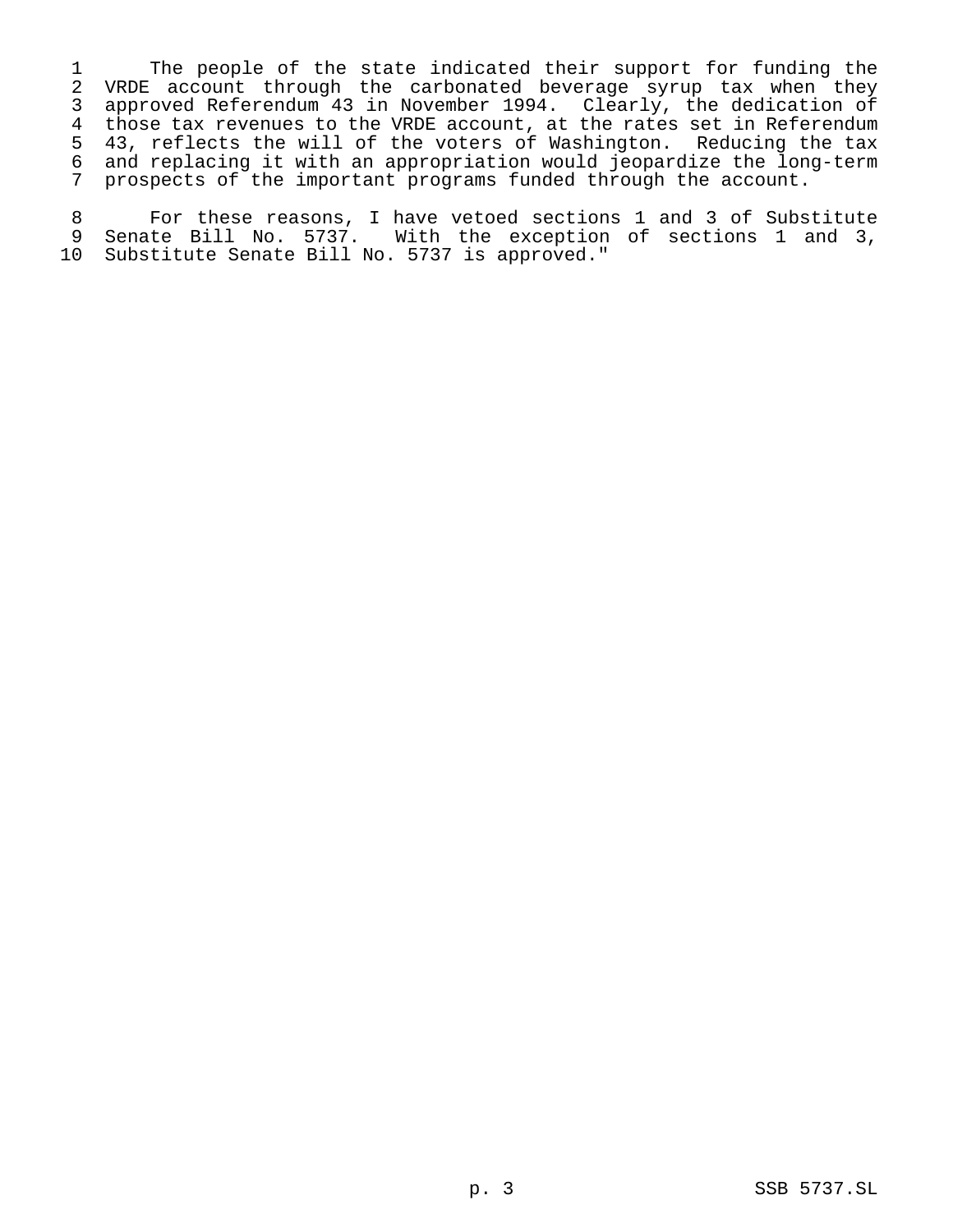The people of the state indicated their support for funding the VRDE account through the carbonated beverage syrup tax when they approved Referendum 43 in November 1994. Clearly, the dedication of those tax revenues to the VRDE account, at the rates set in Referendum 43, reflects the will of the voters of Washington. Reducing the tax and replacing it with an appropriation would jeopardize the long-term prospects of the important programs funded through the account.

For these reasons, I have vetoed sections 1 and 3 of Substitute Senate Bill No. 5737. With the exception of sections 1 and 3, Substitute Senate Bill No. 5737 is approved."